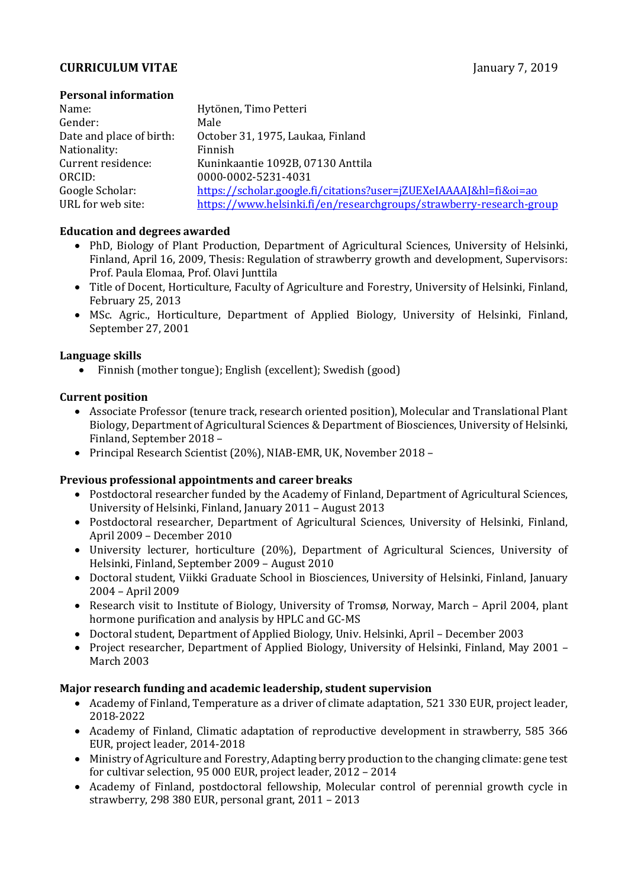**CURRICULUM VITAE** January 7, 2019

**Personal information**

| | |
|---|---|
| Name: | Hytönen, Timo Petteri |
| Gender: | Male |
| Date and place of birth: | October 31, 1975, Laukaa, Finland |
| Nationality: | Finnish |
| Current residence: | Kuninkaantie 1092B, 07130 Anttila |
| ORCID: | 0000-0002-5231-4031 |
| Google Scholar: | https://scholar.google.fi/citations?user=jZUEXeIAAAAJ&hl=fi&oi=ao |
| URL for web site: | https://www.helsinki.fi/en/researchgroups/strawberry-research-group |

**Education and degrees awarded**

- PhD, Biology of Plant Production, Department of Agricultural Sciences, University of Helsinki, Finland, April 16, 2009, Thesis: Regulation of strawberry growth and development, Supervisors: Prof. Paula Elomaa, Prof. Olavi Junttila
- Title of Docent, Horticulture, Faculty of Agriculture and Forestry, University of Helsinki, Finland, February 25, 2013
- MSc. Agric., Horticulture, Department of Applied Biology, University of Helsinki, Finland, September 27, 2001

**Language skills**

- Finnish (mother tongue); English (excellent); Swedish (good)

**Current position**

- Associate Professor (tenure track, research oriented position), Molecular and Translational Plant Biology, Department of Agricultural Sciences & Department of Biosciences, University of Helsinki, Finland, September 2018 –
- Principal Research Scientist (20%), NIAB-EMR, UK, November 2018 –

**Previous professional appointments and career breaks**

- Postdoctoral researcher funded by the Academy of Finland, Department of Agricultural Sciences, University of Helsinki, Finland, January 2011 – August 2013
- Postdoctoral researcher, Department of Agricultural Sciences, University of Helsinki, Finland, April 2009 – December 2010
- University lecturer, horticulture (20%), Department of Agricultural Sciences, University of Helsinki, Finland, September 2009 – August 2010
- Doctoral student, Viikki Graduate School in Biosciences, University of Helsinki, Finland, January 2004 – April 2009
- Research visit to Institute of Biology, University of Tromsø, Norway, March – April 2004, plant hormone purification and analysis by HPLC and GC-MS
- Doctoral student, Department of Applied Biology, Univ. Helsinki, April – December 2003
- Project researcher, Department of Applied Biology, University of Helsinki, Finland, May 2001 – March 2003

**Major research funding and academic leadership, student supervision**

- Academy of Finland, Temperature as a driver of climate adaptation, 521 330 EUR, project leader, 2018-2022
- Academy of Finland, Climatic adaptation of reproductive development in strawberry, 585 366 EUR, project leader, 2014-2018
- Ministry of Agriculture and Forestry, Adapting berry production to the changing climate: gene test for cultivar selection, 95 000 EUR, project leader, 2012 – 2014
- Academy of Finland, postdoctoral fellowship, Molecular control of perennial growth cycle in strawberry, 298 380 EUR, personal grant, 2011 – 2013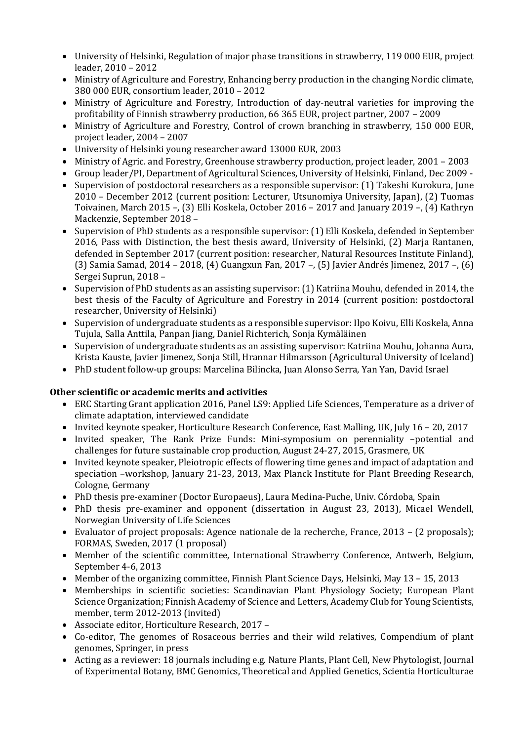- University of Helsinki, Regulation of major phase transitions in strawberry, 119 000 EUR, project leader, 2010 – 2012
- Ministry of Agriculture and Forestry, Enhancing berry production in the changing Nordic climate, 380 000 EUR, consortium leader, 2010 – 2012
- Ministry of Agriculture and Forestry, Introduction of day-neutral varieties for improving the profitability of Finnish strawberry production, 66 365 EUR, project partner, 2007 – 2009
- Ministry of Agriculture and Forestry, Control of crown branching in strawberry, 150 000 EUR, project leader, 2004 – 2007
- University of Helsinki young researcher award 13000 EUR, 2003
- Ministry of Agric. and Forestry, Greenhouse strawberry production, project leader, 2001 – 2003
- Group leader/PI, Department of Agricultural Sciences, University of Helsinki, Finland, Dec 2009 -
- Supervision of postdoctoral researchers as a responsible supervisor: (1) Takeshi Kurokura, June 2010 – December 2012 (current position: Lecturer, Utsunomiya University, Japan), (2) Tuomas Toivainen, March 2015 –, (3) Elli Koskela, October 2016 – 2017 and January 2019 –, (4) Kathryn Mackenzie, September 2018 –
- Supervision of PhD students as a responsible supervisor: (1) Elli Koskela, defended in September 2016, Pass with Distinction, the best thesis award, University of Helsinki, (2) Marja Rantanen, defended in September 2017 (current position: researcher, Natural Resources Institute Finland), (3) Samia Samad, 2014 – 2018, (4) Guangxun Fan, 2017 –, (5) Javier Andrés Jimenez, 2017 –, (6) Sergei Suprun, 2018 –
- Supervision of PhD students as an assisting supervisor: (1) Katriina Mouhu, defended in 2014, the best thesis of the Faculty of Agriculture and Forestry in 2014 (current position: postdoctoral researcher, University of Helsinki)
- Supervision of undergraduate students as a responsible supervisor: Ilpo Koivu, Elli Koskela, Anna Tujula, Salla Anttila, Panpan Jiang, Daniel Richterich, Sonja Kymäläinen
- Supervision of undergraduate students as an assisting supervisor: Katriina Mouhu, Johanna Aura, Krista Kauste, Javier Jimenez, Sonja Still, Hrannar Hilmarsson (Agricultural University of Iceland)
- PhD student follow-up groups: Marcelina Bilincka, Juan Alonso Serra, Yan Yan, David Israel

**Other scientific or academic merits and activities**

- ERC Starting Grant application 2016, Panel LS9: Applied Life Sciences, Temperature as a driver of climate adaptation, interviewed candidate
- Invited keynote speaker, Horticulture Research Conference, East Malling, UK, July 16 – 20, 2017
- Invited speaker, The Rank Prize Funds: Mini-symposium on perenniality –potential and challenges for future sustainable crop production, August 24-27, 2015, Grasmere, UK
- Invited keynote speaker, Pleiotropic effects of flowering time genes and impact of adaptation and speciation –workshop, January 21-23, 2013, Max Planck Institute for Plant Breeding Research, Cologne, Germany
- PhD thesis pre-examiner (Doctor Europaeus), Laura Medina-Puche, Univ. Córdoba, Spain
- PhD thesis pre-examiner and opponent (dissertation in August 23, 2013), Micael Wendell, Norwegian University of Life Sciences
- Evaluator of project proposals: Agence nationale de la recherche, France, 2013 – (2 proposals); FORMAS, Sweden, 2017 (1 proposal)
- Member of the scientific committee, International Strawberry Conference, Antwerb, Belgium, September 4-6, 2013
- Member of the organizing committee, Finnish Plant Science Days, Helsinki, May 13 – 15, 2013
- Memberships in scientific societies: Scandinavian Plant Physiology Society; European Plant Science Organization; Finnish Academy of Science and Letters, Academy Club for Young Scientists, member, term 2012-2013 (invited)
- Associate editor, Horticulture Research, 2017 –
- Co-editor, The genomes of Rosaceous berries and their wild relatives, Compendium of plant genomes, Springer, in press
- Acting as a reviewer: 18 journals including e.g. Nature Plants, Plant Cell, New Phytologist, Journal of Experimental Botany, BMC Genomics, Theoretical and Applied Genetics, Scientia Horticulturae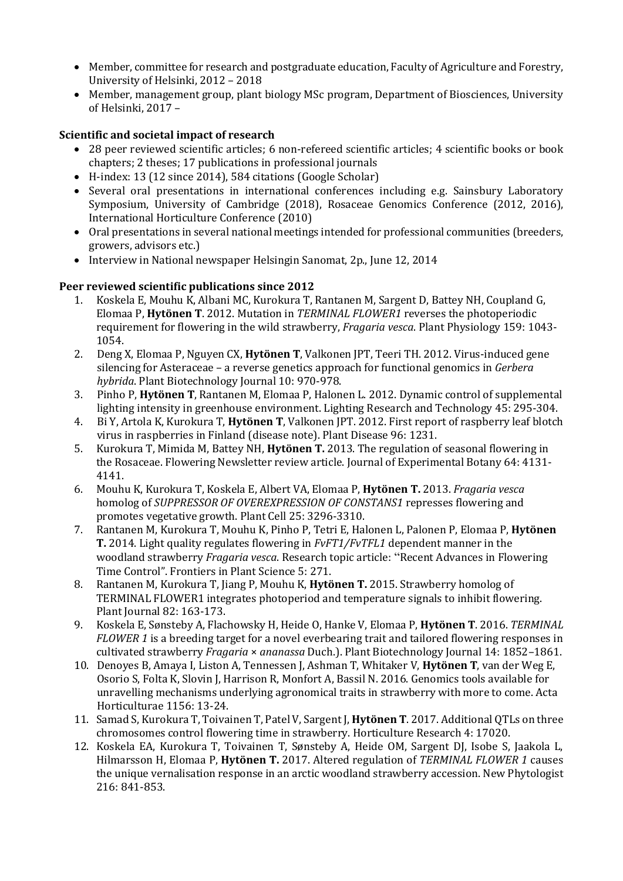- Member, committee for research and postgraduate education, Faculty of Agriculture and Forestry, University of Helsinki, 2012 – 2018
- Member, management group, plant biology MSc program, Department of Biosciences, University of Helsinki, 2017 –

**Scientific and societal impact of research**

- 28 peer reviewed scientific articles; 6 non-refereed scientific articles; 4 scientific books or book chapters; 2 theses; 17 publications in professional journals
- H-index: 13 (12 since 2014), 584 citations (Google Scholar)
- Several oral presentations in international conferences including e.g. Sainsbury Laboratory Symposium, University of Cambridge (2018), Rosaceae Genomics Conference (2012, 2016), International Horticulture Conference (2010)
- Oral presentations in several national meetings intended for professional communities (breeders, growers, advisors etc.)
- Interview in National newspaper Helsingin Sanomat, 2p., June 12, 2014

**Peer reviewed scientific publications since 2012**

1. Koskela E, Mouhu K, Albani MC, Kurokura T, Rantanen M, Sargent D, Battey NH, Coupland G, Elomaa P, **Hytönen T**. 2012. Mutation in *TERMINAL FLOWER1* reverses the photoperiodic requirement for flowering in the wild strawberry, *Fragaria vesca*. Plant Physiology 159: 1043-1054.
2. Deng X, Elomaa P, Nguyen CX, **Hytönen T**, Valkonen JPT, Teeri TH. 2012. Virus-induced gene silencing for Asteraceae – a reverse genetics approach for functional genomics in *Gerbera hybrida*. Plant Biotechnology Journal 10: 970-978.
3. Pinho P, **Hytönen T**, Rantanen M, Elomaa P, Halonen L. 2012. Dynamic control of supplemental lighting intensity in greenhouse environment. Lighting Research and Technology 45: 295-304.
4. Bi Y, Artola K, Kurokura T, **Hytönen T**, Valkonen JPT. 2012. First report of raspberry leaf blotch virus in raspberries in Finland (disease note). Plant Disease 96: 1231.
5. Kurokura T, Mimida M, Battey NH, **Hytönen T.** 2013. The regulation of seasonal flowering in the Rosaceae. Flowering Newsletter review article. Journal of Experimental Botany 64: 4131-4141.
6. Mouhu K, Kurokura T, Koskela E, Albert VA, Elomaa P, **Hytönen T.** 2013. *Fragaria vesca* homolog of *SUPPRESSOR OF OVEREXPRESSION OF CONSTANS1* represses flowering and promotes vegetative growth. Plant Cell 25: 3296-3310.
7. Rantanen M, Kurokura T, Mouhu K, Pinho P, Tetri E, Halonen L, Palonen P, Elomaa P, **Hytönen T.** 2014. Light quality regulates flowering in *FvFT1/FvTFL1* dependent manner in the woodland strawberry *Fragaria vesca*. Research topic article: "Recent Advances in Flowering Time Control". Frontiers in Plant Science 5: 271.
8. Rantanen M, Kurokura T, Jiang P, Mouhu K, **Hytönen T.** 2015. Strawberry homolog of TERMINAL FLOWER1 integrates photoperiod and temperature signals to inhibit flowering. Plant Journal 82: 163-173.
9. Koskela E, Sønsteby A, Flachowsky H, Heide O, Hanke V, Elomaa P, **Hytönen T**. 2016. *TERMINAL FLOWER 1* is a breeding target for a novel everbearing trait and tailored flowering responses in cultivated strawberry *Fragaria* × *ananassa* Duch.). Plant Biotechnology Journal 14: 1852–1861.
10. Denoyes B, Amaya I, Liston A, Tennessen J, Ashman T, Whitaker V, **Hytönen T**, van der Weg E, Osorio S, Folta K, Slovin J, Harrison R, Monfort A, Bassil N. 2016. Genomics tools available for unravelling mechanisms underlying agronomical traits in strawberry with more to come. Acta Horticulturae 1156: 13-24.
11. Samad S, Kurokura T, Toivainen T, Patel V, Sargent J, **Hytönen T**. 2017. Additional QTLs on three chromosomes control flowering time in strawberry. Horticulture Research 4: 17020.
12. Koskela EA, Kurokura T, Toivainen T, Sønsteby A, Heide OM, Sargent DJ, Isobe S, Jaakola L, Hilmarsson H, Elomaa P, **Hytönen T.** 2017. Altered regulation of *TERMINAL FLOWER 1* causes the unique vernalisation response in an arctic woodland strawberry accession. New Phytologist 216: 841-853.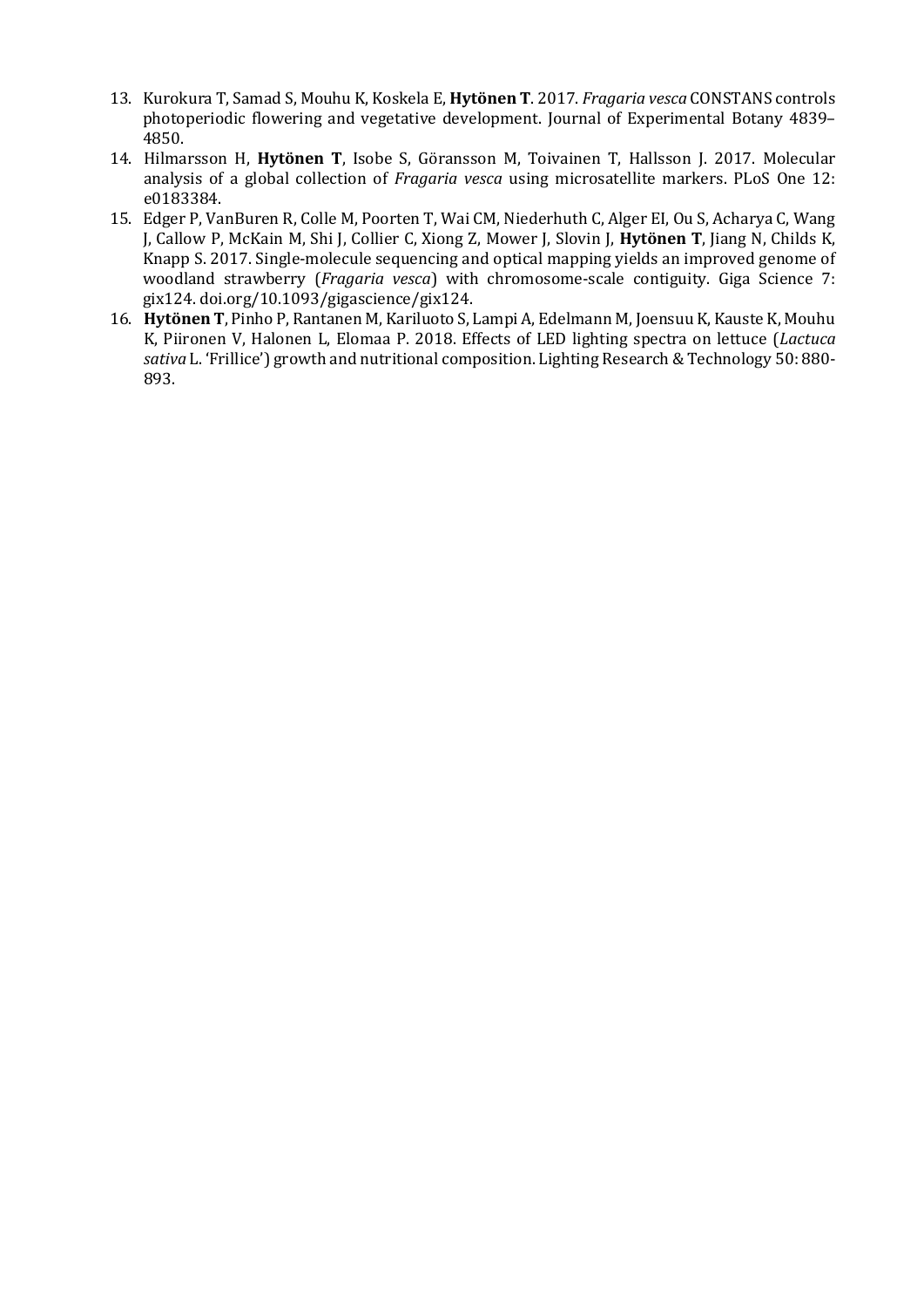13. Kurokura T, Samad S, Mouhu K, Koskela E, **Hytönen T**. 2017. *Fragaria vesca* CONSTANS controls photoperiodic flowering and vegetative development. Journal of Experimental Botany 4839–4850.
14. Hilmarsson H, **Hytönen T**, Isobe S, Göransson M, Toivainen T, Hallsson J. 2017. Molecular analysis of a global collection of *Fragaria vesca* using microsatellite markers. PLoS One 12: e0183384.
15. Edger P, VanBuren R, Colle M, Poorten T, Wai CM, Niederhuth C, Alger EI, Ou S, Acharya C, Wang J, Callow P, McKain M, Shi J, Collier C, Xiong Z, Mower J, Slovin J, **Hytönen T**, Jiang N, Childs K, Knapp S. 2017. Single-molecule sequencing and optical mapping yields an improved genome of woodland strawberry (*Fragaria vesca*) with chromosome-scale contiguity. Giga Science 7: gix124. doi.org/10.1093/gigascience/gix124.
16. **Hytönen T**, Pinho P, Rantanen M, Kariluoto S, Lampi A, Edelmann M, Joensuu K, Kauste K, Mouhu K, Piironen V, Halonen L, Elomaa P. 2018. Effects of LED lighting spectra on lettuce (*Lactuca sativa* L. 'Frillice') growth and nutritional composition. Lighting Research & Technology 50: 880-893.